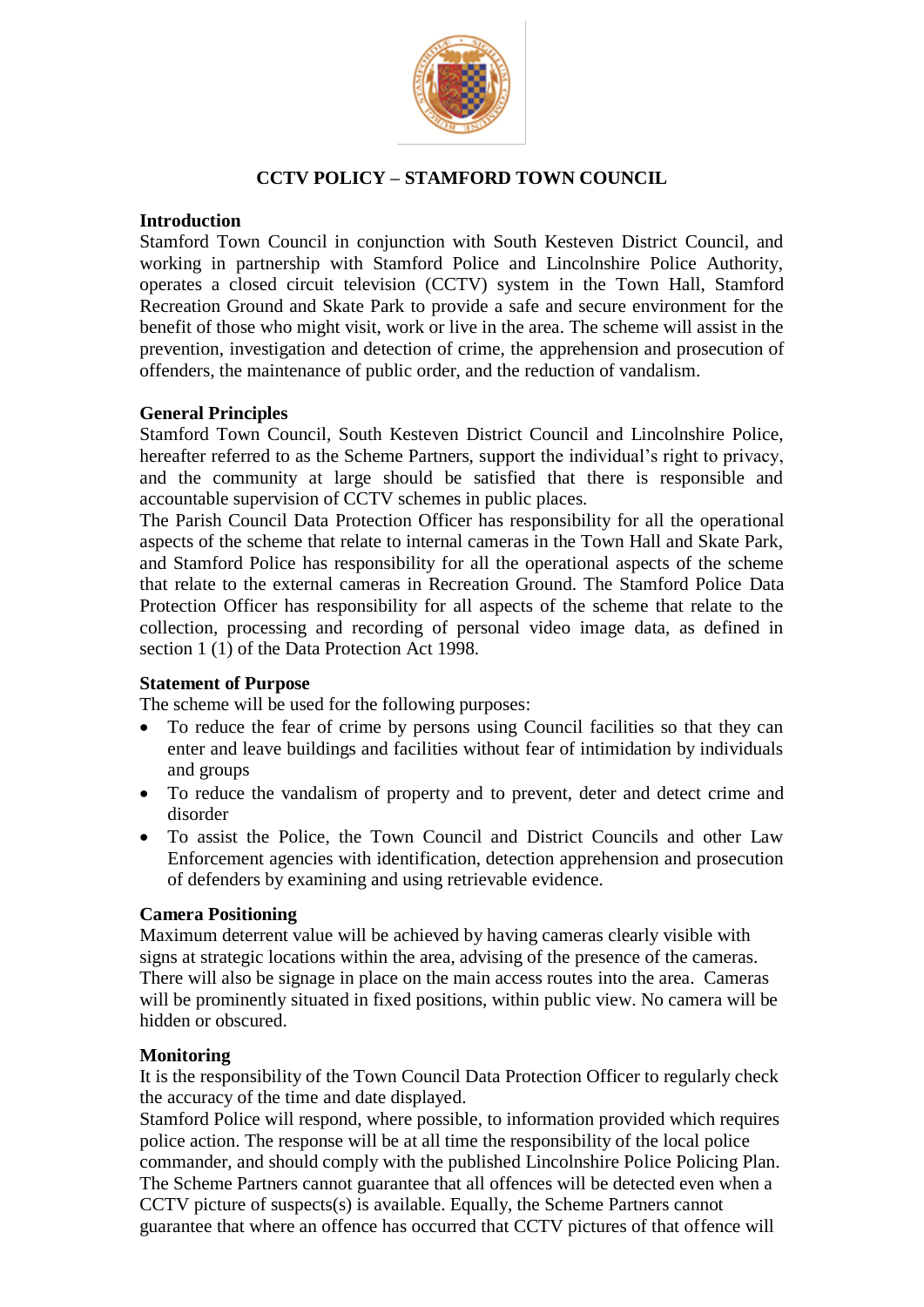# CCTV POLICY – STAMFORD TOWN COUNCIL

## Introduction

Stamford Town Council in conjunction with South Kesteven District Council, and working in partnership with Stamford Police and Lincolnshire Police Authority, operates a closed circuit television (CCTV) system in the Town Hall, Stamford Recreation Ground and Skate Park to provide a safe and secure environment for the benefit of those who might visit, work or live in the area. The scheme will assist in the prevention, investigation and detection of crime, the apprehension and prosecution of offenders, the maintenance of public order, and the reduction of vandalism.

## General Principles

Stamford Town Council, South Kesteven District Council and Lincolnshire Police, hereafter referred to as the Scheme Partners, support the individual's right to privacy, and the community at large should be satisfied that there is responsible and accountable supervision of CCTV schemes in public places.

The Parish Council Data Protection Officer has responsibility for all the operational aspects of the scheme that relate to internal cameras in the Town Hall and Skate Park, and Stamford Police has responsibility for all the operational aspects of the scheme that relate to the external cameras in Recreation Ground. The Stamford Police Data Protection Officer has responsibility for all aspects of the scheme that relate to the collection, processing and recording of personal video image data, as defined in section 1 (1) of the Data Protection Act 1998.

## Statement of Purpose

The scheme will be used for the following purposes:

- To reduce the fear of crime by persons using Council facilities so that they can enter and leave buildings and facilities without fear of intimidation by individuals and groups
- To reduce the vandalism of property and to prevent, deter and detect crime and disorder
- To assist the Police, the Town Council and District Councils and other Law Enforcement agencies with identification, detection apprehension and prosecution of defenders by examining and using retrievable evidence.

## Camera Positioning

Maximum deterrent value will be achieved by having cameras clearly visible with signs at strategic locations within the area, advising of the presence of the cameras. There will also be signage in place on the main access routes into the area. Cameras will be prominently situated in fixed positions, within public view. No camera will be hidden or obscured.

## Monitoring

It is the responsibility of the Town Council Data Protection Officer to regularly check the accuracy of the time and date displayed.

Stamford Police will respond, where possible, to information provided which requires police action. The response will be at all time the responsibility of the local police commander, and should comply with the published Lincolnshire Police Policing Plan.

The Scheme Partners cannot guarantee that all offences will be detected even when a CCTV picture of suspects(s) is available. Equally, the Scheme Partners cannot guarantee that where an offence has occurred that CCTV pictures of that offence will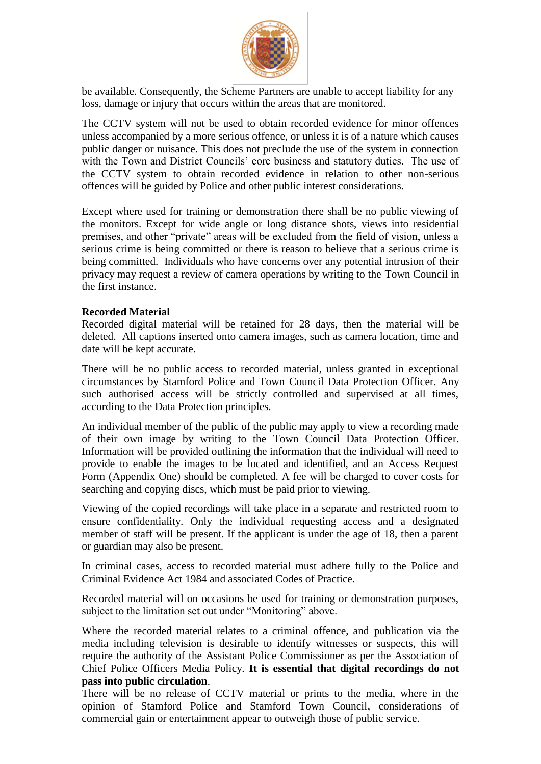be available. Consequently, the Scheme Partners are unable to accept liability for any loss, damage or injury that occurs within the areas that are monitored.

The CCTV system will not be used to obtain recorded evidence for minor offences unless accompanied by a more serious offence, or unless it is of a nature which causes public danger or nuisance. This does not preclude the use of the system in connection with the Town and District Councils' core business and statutory duties. The use of the CCTV system to obtain recorded evidence in relation to other non-serious offences will be guided by Police and other public interest considerations.

Except where used for training or demonstration there shall be no public viewing of the monitors. Except for wide angle or long distance shots, views into residential premises, and other "private" areas will be excluded from the field of vision, unless a serious crime is being committed or there is reason to believe that a serious crime is being committed. Individuals who have concerns over any potential intrusion of their privacy may request a review of camera operations by writing to the Town Council in the first instance.

**Recorded Material**

Recorded digital material will be retained for 28 days, then the material will be deleted. All captions inserted onto camera images, such as camera location, time and date will be kept accurate.

There will be no public access to recorded material, unless granted in exceptional circumstances by Stamford Police and Town Council Data Protection Officer. Any such authorised access will be strictly controlled and supervised at all times, according to the Data Protection principles.

An individual member of the public of the public may apply to view a recording made of their own image by writing to the Town Council Data Protection Officer. Information will be provided outlining the information that the individual will need to provide to enable the images to be located and identified, and an Access Request Form (Appendix One) should be completed. A fee will be charged to cover costs for searching and copying discs, which must be paid prior to viewing.

Viewing of the copied recordings will take place in a separate and restricted room to ensure confidentiality. Only the individual requesting access and a designated member of staff will be present. If the applicant is under the age of 18, then a parent or guardian may also be present.

In criminal cases, access to recorded material must adhere fully to the Police and Criminal Evidence Act 1984 and associated Codes of Practice.

Recorded material will on occasions be used for training or demonstration purposes, subject to the limitation set out under "Monitoring" above.

Where the recorded material relates to a criminal offence, and publication via the media including television is desirable to identify witnesses or suspects, this will require the authority of the Assistant Police Commissioner as per the Association of Chief Police Officers Media Policy. **It is essential that digital recordings do not pass into public circulation**.

There will be no release of CCTV material or prints to the media, where in the opinion of Stamford Police and Stamford Town Council, considerations of commercial gain or entertainment appear to outweigh those of public service.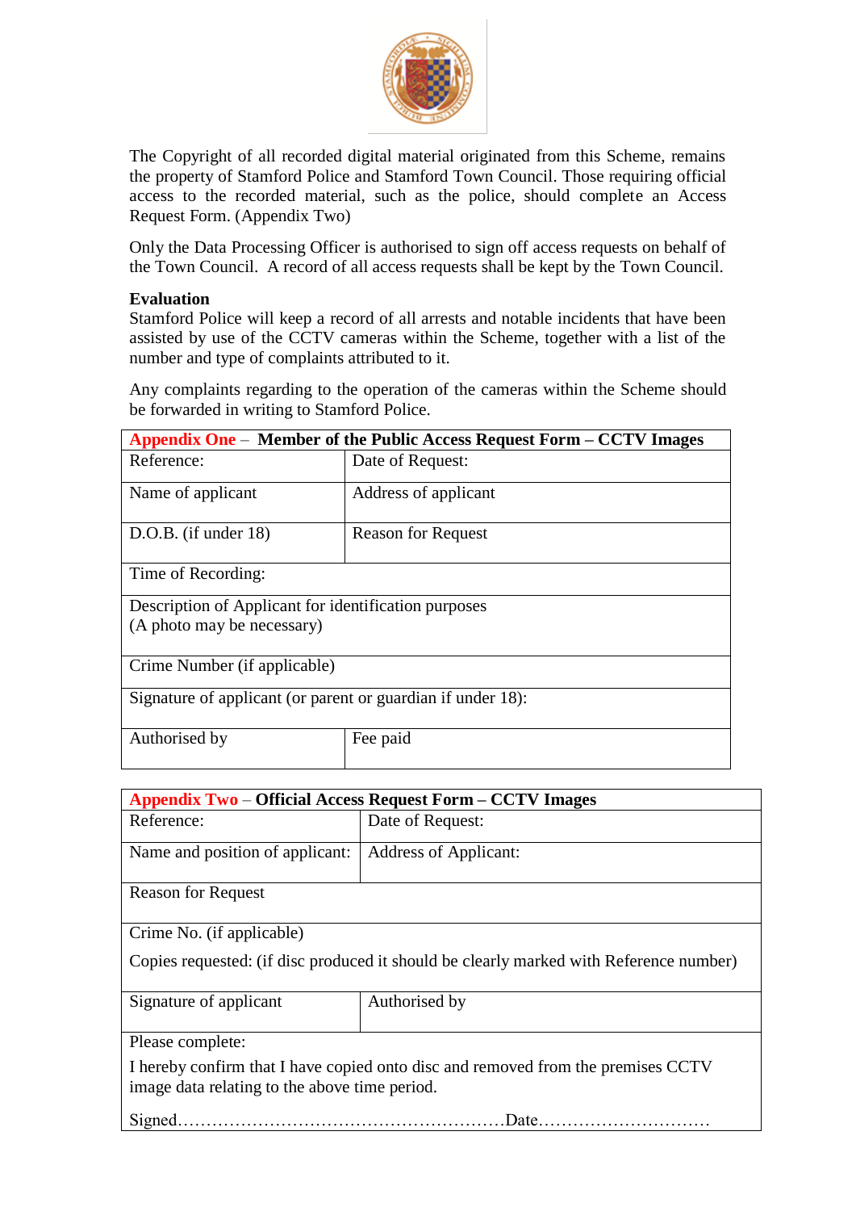The Copyright of all recorded digital material originated from this Scheme, remains the property of Stamford Police and Stamford Town Council. Those requiring official access to the recorded material, such as the police, should complete an Access Request Form. (Appendix Two)

Only the Data Processing Officer is authorised to sign off access requests on behalf of the Town Council. A record of all access requests shall be kept by the Town Council.

**Evaluation**
Stamford Police will keep a record of all arrests and notable incidents that have been assisted by use of the CCTV cameras within the Scheme, together with a list of the number and type of complaints attributed to it.

Any complaints regarding to the operation of the cameras within the Scheme should be forwarded in writing to Stamford Police.

| Appendix One – **Member of the Public Access Request Form – CCTV Images** | |
|---|---|
| Reference: | Date of Request: |
| Name of applicant | Address of applicant |
| D.O.B. (if under 18) | Reason for Request |
| Time of Recording: | |
| Description of Applicant for identification purposes (A photo may be necessary) | |
| Crime Number (if applicable) | |
| Signature of applicant (or parent or guardian if under 18): | |
| Authorised by | Fee paid |

| Appendix Two – **Official Access Request Form – CCTV Images** | |
|---|---|
| Reference: | Date of Request: |
| Name and position of applicant: | Address of Applicant: |
| Reason for Request | |
| Crime No. (if applicable)<br>Copies requested: (if disc produced it should be clearly marked with Reference number) | |
| Signature of applicant | Authorised by |
| Please complete:<br>I hereby confirm that I have copied onto disc and removed from the premises CCTV image data relating to the above time period.<br>Signed……………………………………………………Date………………………… | |